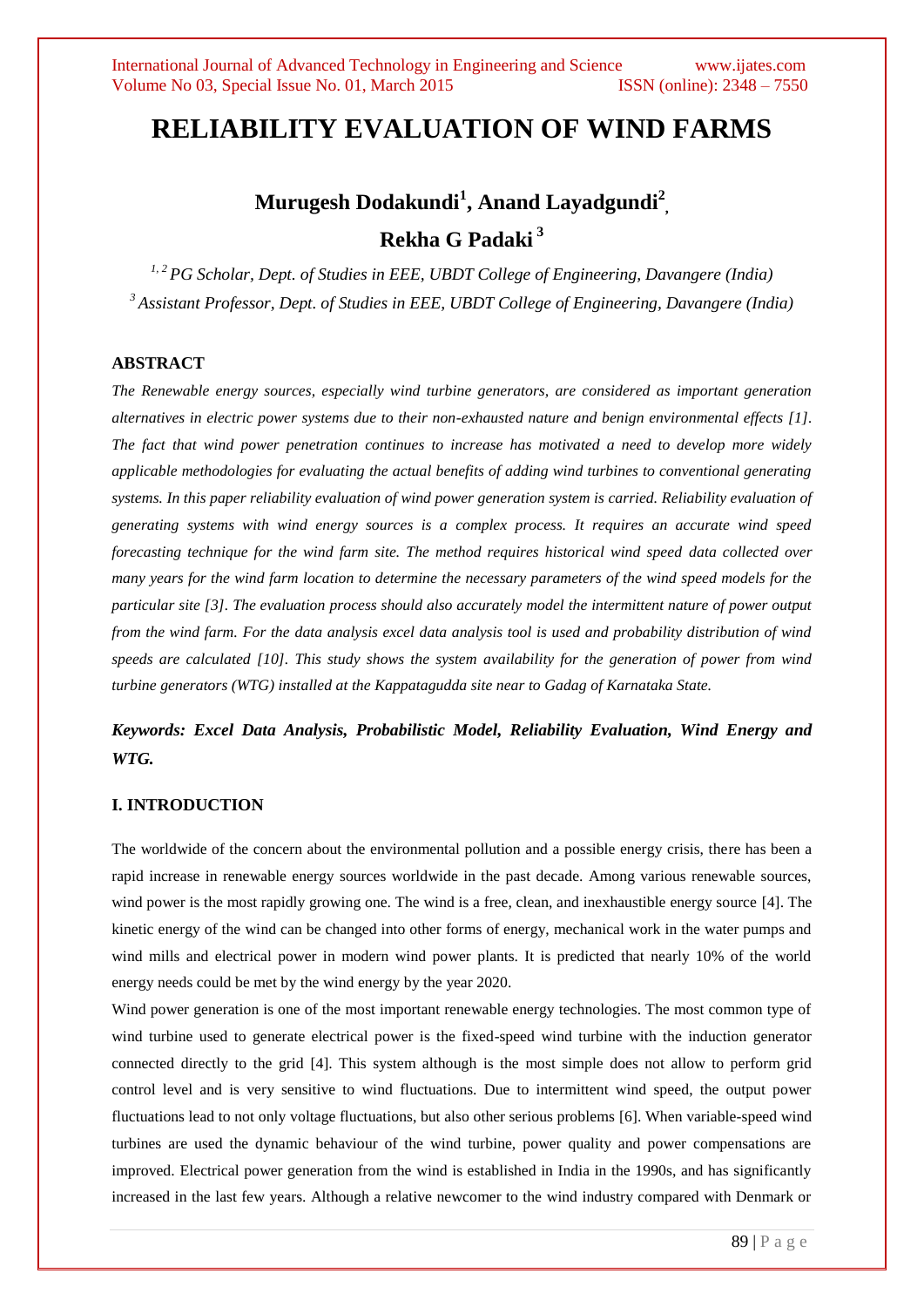# RELIABILITY EVALUATION OF WIND FARMS

**Murugesh Dodakundi[1], Anand Layadgundi[2], Rekha G Padaki[3]**

*[1, 2] PG Scholar, Dept. of Studies in EEE, UBDT College of Engineering, Davangere (India)*

*[3] Assistant Professor, Dept. of Studies in EEE, UBDT College of Engineering, Davangere (India)*

## ABSTRACT

*The Renewable energy sources, especially wind turbine generators, are considered as important generation alternatives in electric power systems due to their non-exhausted nature and benign environmental effects [1]. The fact that wind power penetration continues to increase has motivated a need to develop more widely applicable methodologies for evaluating the actual benefits of adding wind turbines to conventional generating systems. In this paper reliability evaluation of wind power generation system is carried. Reliability evaluation of generating systems with wind energy sources is a complex process. It requires an accurate wind speed forecasting technique for the wind farm site. The method requires historical wind speed data collected over many years for the wind farm location to determine the necessary parameters of the wind speed models for the particular site [3]. The evaluation process should also accurately model the intermittent nature of power output from the wind farm. For the data analysis excel data analysis tool is used and probability distribution of wind speeds are calculated [10]. This study shows the system availability for the generation of power from wind turbine generators (WTG) installed at the Kappatagudda site near to Gadag of Karnataka State.*

***Keywords: Excel Data Analysis, Probabilistic Model, Reliability Evaluation, Wind Energy and WTG.***

## I. INTRODUCTION

The worldwide of the concern about the environmental pollution and a possible energy crisis, there has been a rapid increase in renewable energy sources worldwide in the past decade. Among various renewable sources, wind power is the most rapidly growing one. The wind is a free, clean, and inexhaustible energy source [4]. The kinetic energy of the wind can be changed into other forms of energy, mechanical work in the water pumps and wind mills and electrical power in modern wind power plants. It is predicted that nearly 10% of the world energy needs could be met by the wind energy by the year 2020.

Wind power generation is one of the most important renewable energy technologies. The most common type of wind turbine used to generate electrical power is the fixed-speed wind turbine with the induction generator connected directly to the grid [4]. This system although is the most simple does not allow to perform grid control level and is very sensitive to wind fluctuations. Due to intermittent wind speed, the output power fluctuations lead to not only voltage fluctuations, but also other serious problems [6]. When variable-speed wind turbines are used the dynamic behaviour of the wind turbine, power quality and power compensations are improved. Electrical power generation from the wind is established in India in the 1990s, and has significantly increased in the last few years. Although a relative newcomer to the wind industry compared with Denmark or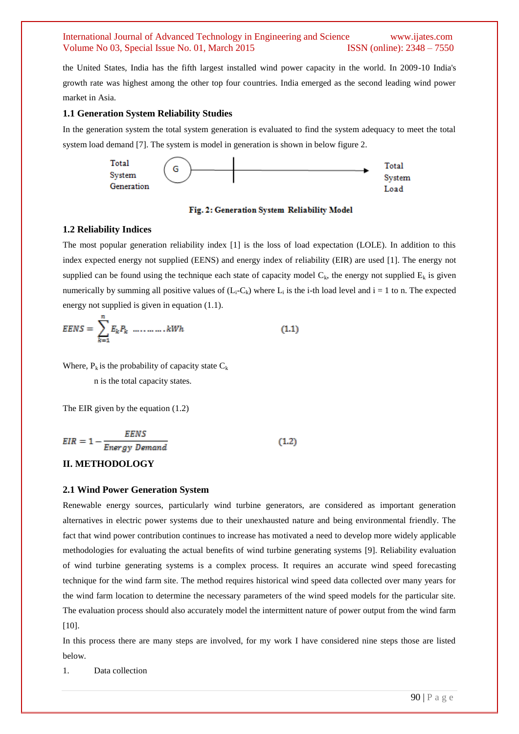the United States, India has the fifth largest installed wind power capacity in the world. In 2009-10 India's growth rate was highest among the other top four countries. India emerged as the second leading wind power market in Asia.

### 1.1 Generation System Reliability Studies

In the generation system the total system generation is evaluated to find the system adequacy to meet the total system load demand [7]. The system is model in generation is shown in below figure 2.

Total System Generation — G — Total System Load

**Fig. 2: Generation System Reliability Model**

### 1.2 Reliability Indices

The most popular generation reliability index [1] is the loss of load expectation (LOLE). In addition to this index expected energy not supplied (EENS) and energy index of reliability (EIR) are used [1]. The energy not supplied can be found using the technique each state of capacity model $C_k$, the energy not supplied $E_k$ is given numerically by summing all positive values of $(L_i\text{-}C_k)$ where $L_i$ is the i-th load level and i = 1 to n. The expected energy not supplied is given in equation (1.1).

$$EENS = \sum_{k=1}^{n} E_k P_k \;\ldots\ldots\ldots kWh \qquad (1.1)$$

Where, $P_k$ is the probability of capacity state $C_k$

n is the total capacity states.

The EIR given by the equation (1.2)

$$EIR = 1 - \frac{EENS}{Energy\ Demand} \qquad (1.2)$$

## II. METHODOLOGY

### 2.1 Wind Power Generation System

Renewable energy sources, particularly wind turbine generators, are considered as important generation alternatives in electric power systems due to their unexhausted nature and being environmental friendly. The fact that wind power contribution continues to increase has motivated a need to develop more widely applicable methodologies for evaluating the actual benefits of wind turbine generating systems [9]. Reliability evaluation of wind turbine generating systems is a complex process. It requires an accurate wind speed forecasting technique for the wind farm site. The method requires historical wind speed data collected over many years for the wind farm location to determine the necessary parameters of the wind speed models for the particular site. The evaluation process should also accurately model the intermittent nature of power output from the wind farm [10].

In this process there are many steps are involved, for my work I have considered nine steps those are listed below.

1. Data collection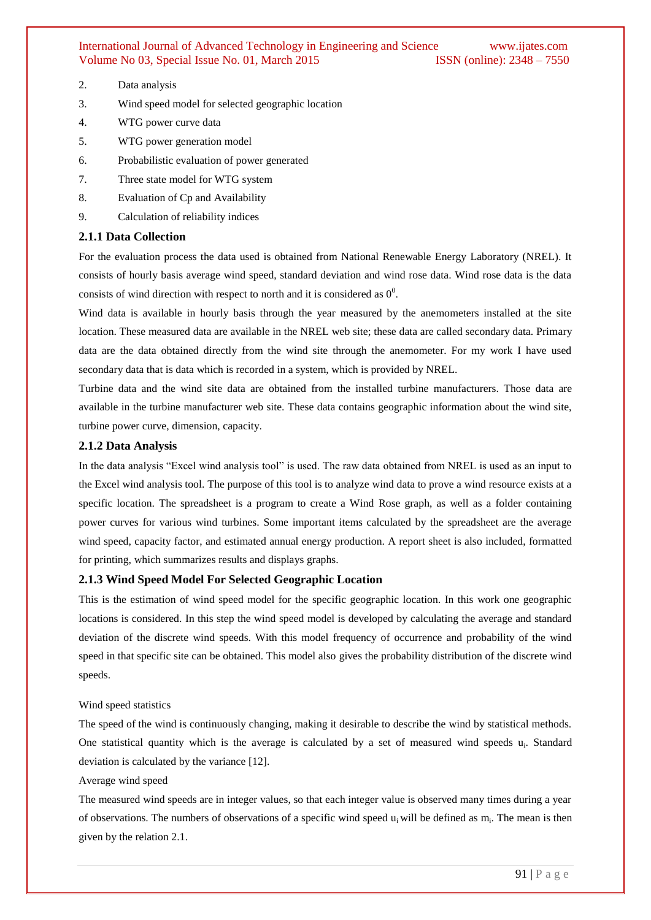2. Data analysis
3. Wind speed model for selected geographic location
4. WTG power curve data
5. WTG power generation model
6. Probabilistic evaluation of power generated
7. Three state model for WTG system
8. Evaluation of Cp and Availability
9. Calculation of reliability indices

### 2.1.1 Data Collection

For the evaluation process the data used is obtained from National Renewable Energy Laboratory (NREL). It consists of hourly basis average wind speed, standard deviation and wind rose data. Wind rose data is the data consists of wind direction with respect to north and it is considered as $0^0$.

Wind data is available in hourly basis through the year measured by the anemometers installed at the site location. These measured data are available in the NREL web site; these data are called secondary data. Primary data are the data obtained directly from the wind site through the anemometer. For my work I have used secondary data that is data which is recorded in a system, which is provided by NREL.

Turbine data and the wind site data are obtained from the installed turbine manufacturers. Those data are available in the turbine manufacturer web site. These data contains geographic information about the wind site, turbine power curve, dimension, capacity.

### 2.1.2 Data Analysis

In the data analysis "Excel wind analysis tool" is used. The raw data obtained from NREL is used as an input to the Excel wind analysis tool. The purpose of this tool is to analyze wind data to prove a wind resource exists at a specific location. The spreadsheet is a program to create a Wind Rose graph, as well as a folder containing power curves for various wind turbines. Some important items calculated by the spreadsheet are the average wind speed, capacity factor, and estimated annual energy production. A report sheet is also included, formatted for printing, which summarizes results and displays graphs.

### 2.1.3 Wind Speed Model For Selected Geographic Location

This is the estimation of wind speed model for the specific geographic location. In this work one geographic locations is considered. In this step the wind speed model is developed by calculating the average and standard deviation of the discrete wind speeds. With this model frequency of occurrence and probability of the wind speed in that specific site can be obtained. This model also gives the probability distribution of the discrete wind speeds.

Wind speed statistics

The speed of the wind is continuously changing, making it desirable to describe the wind by statistical methods. One statistical quantity which is the average is calculated by a set of measured wind speeds $u_i$. Standard deviation is calculated by the variance [12].

Average wind speed

The measured wind speeds are in integer values, so that each integer value is observed many times during a year of observations. The numbers of observations of a specific wind speed $u_i$ will be defined as $m_i$. The mean is then given by the relation 2.1.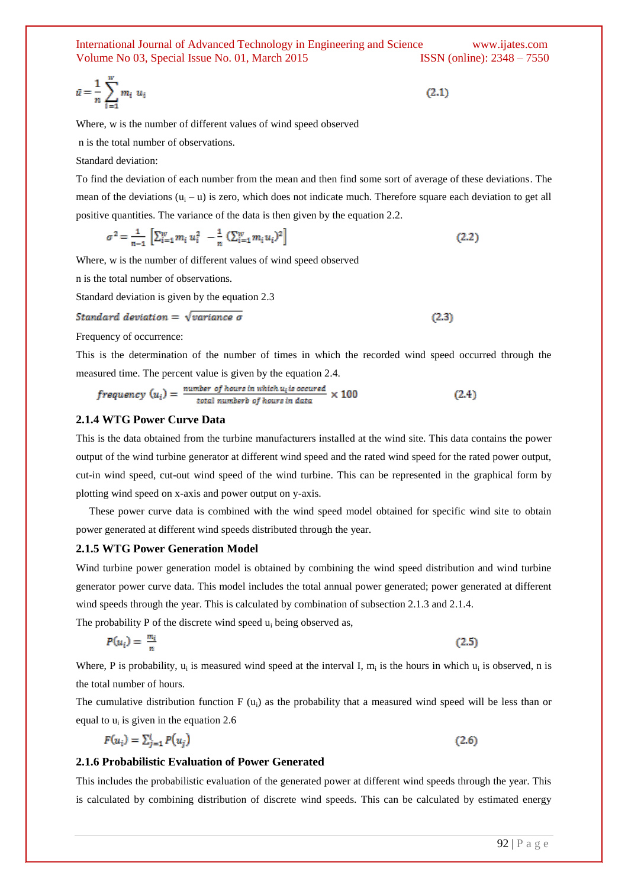$$\bar{u} = \frac{1}{n}\sum_{i=1}^{w} m_i \; u_i \quad (2.1)$$

Where, w is the number of different values of wind speed observed

n is the total number of observations.

Standard deviation:

To find the deviation of each number from the mean and then find some sort of average of these deviations. The mean of the deviations ($u_i$ – u) is zero, which does not indicate much. Therefore square each deviation to get all positive quantities. The variance of the data is then given by the equation 2.2.

$$\sigma^2 = \frac{1}{n-1}\left[\sum_{i=1}^{w} m_i\, u_i^2 \;- \frac{1}{n}\left(\sum_{i=1}^{w} m_i u_i\right)^2\right] \quad (2.2)$$

Where, w is the number of different values of wind speed observed

n is the total number of observations.

Standard deviation is given by the equation 2.3

$$Standard\ deviation = \sqrt{variance\ \sigma} \quad (2.3)$$

Frequency of occurrence:

This is the determination of the number of times in which the recorded wind speed occurred through the measured time. The percent value is given by the equation 2.4.

$$frequency\ (u_i) = \frac{\text{number of hours in which } u_i \text{ is occured}}{\text{total numberb of hours in data}} \times 100 \quad (2.4)$$

### 2.1.4 WTG Power Curve Data

This is the data obtained from the turbine manufacturers installed at the wind site. This data contains the power output of the wind turbine generator at different wind speed and the rated wind speed for the rated power output, cut-in wind speed, cut-out wind speed of the wind turbine. This can be represented in the graphical form by plotting wind speed on x-axis and power output on y-axis.

These power curve data is combined with the wind speed model obtained for specific wind site to obtain power generated at different wind speeds distributed through the year.

### 2.1.5 WTG Power Generation Model

Wind turbine power generation model is obtained by combining the wind speed distribution and wind turbine generator power curve data. This model includes the total annual power generated; power generated at different wind speeds through the year. This is calculated by combination of subsection 2.1.3 and 2.1.4.

The probability P of the discrete wind speed $u_i$ being observed as,

$$P(u_i) = \frac{m_i}{n} \quad (2.5)$$

Where, P is probability, $u_i$ is measured wind speed at the interval I, $m_i$ is the hours in which $u_i$ is observed, n is the total number of hours.

The cumulative distribution function F ($u_i$) as the probability that a measured wind speed will be less than or equal to $u_i$ is given in the equation 2.6

$$F(u_i) = \sum_{j=1}^{i} P(u_j) \quad (2.6)$$

### 2.1.6 Probabilistic Evaluation of Power Generated

This includes the probabilistic evaluation of the generated power at different wind speeds through the year. This is calculated by combining distribution of discrete wind speeds. This can be calculated by estimated energy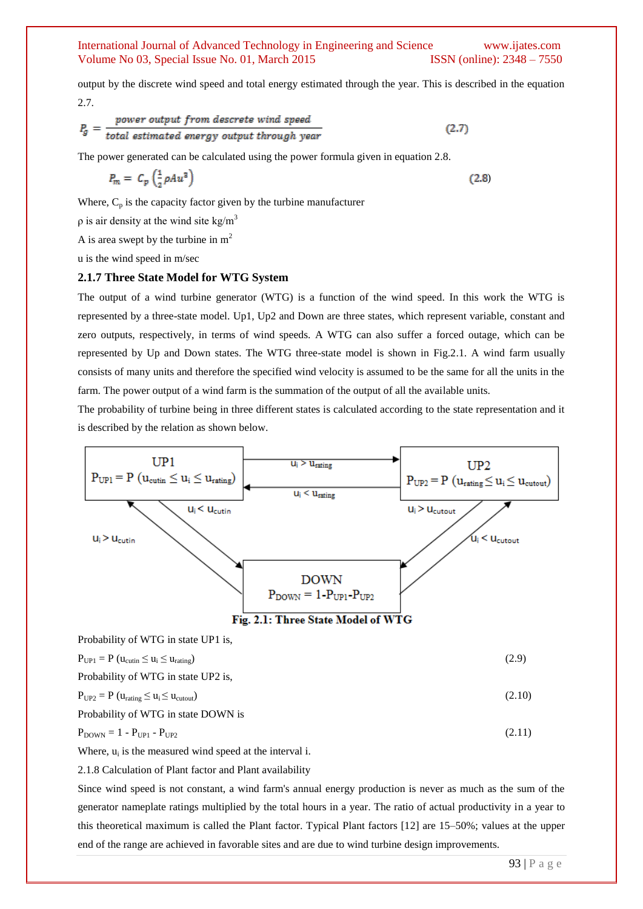output by the discrete wind speed and total energy estimated through the year. This is described in the equation 2.7.

$$P_g = \frac{\textit{power output from descrete wind speed}}{\textit{total estimated energy output through year}} \quad (2.7)$$

The power generated can be calculated using the power formula given in equation 2.8.

$$P_m = C_p \left(\frac{1}{2}\rho A u^3\right) \quad (2.8)$$

Where, $C_p$ is the capacity factor given by the turbine manufacturer

ρ is air density at the wind site kg/m$^3$

A is area swept by the turbine in m$^2$

u is the wind speed in m/sec

### 2.1.7 Three State Model for WTG System

The output of a wind turbine generator (WTG) is a function of the wind speed. In this work the WTG is represented by a three-state model. Up1, Up2 and Down are three states, which represent variable, constant and zero outputs, respectively, in terms of wind speeds. A WTG can also suffer a forced outage, which can be represented by Up and Down states. The WTG three-state model is shown in Fig.2.1. A wind farm usually consists of many units and therefore the specified wind velocity is assumed to be the same for all the units in the farm. The power output of a wind farm is the summation of the output of all the available units.

The probability of turbine being in three different states is calculated according to the state representation and it is described by the relation as shown below.

UP1: $P_{UP1} = P\,(u_{cutin} \le u_i \le u_{rating})$

UP2: $P_{UP2} = P\,(u_{rating} \le u_i \le u_{cutout})$

DOWN: $P_{DOWN} = 1 - P_{UP1} - P_{UP2}$

Transitions: UP1 → UP2: $u_i > u_{rating}$; UP2 → UP1: $u_i < u_{rating}$; UP1 → DOWN: $u_i < u_{cutin}$; DOWN → UP1: $u_i > u_{cutin}$; UP2 → DOWN: $u_i > u_{cutout}$; DOWN → UP2: $u_i < u_{cutout}$

**Fig. 2.1: Three State Model of WTG**

Probability of WTG in state UP1 is,

$$P_{UP1} = P\,(u_{cutin} \le u_i \le u_{rating}) \quad (2.9)$$

Probability of WTG in state UP2 is,

$$P_{UP2} = P\,(u_{rating} \le u_i \le u_{cutout}) \quad (2.10)$$

Probability of WTG in state DOWN is

$$P_{DOWN} = 1 - P_{UP1} - P_{UP2} \quad (2.11)$$

Where, $u_i$ is the measured wind speed at the interval i.

2.1.8 Calculation of Plant factor and Plant availability

Since wind speed is not constant, a wind farm's annual energy production is never as much as the sum of the generator nameplate ratings multiplied by the total hours in a year. The ratio of actual productivity in a year to this theoretical maximum is called the Plant factor. Typical Plant factors [12] are 15–50%; values at the upper end of the range are achieved in favorable sites and are due to wind turbine design improvements.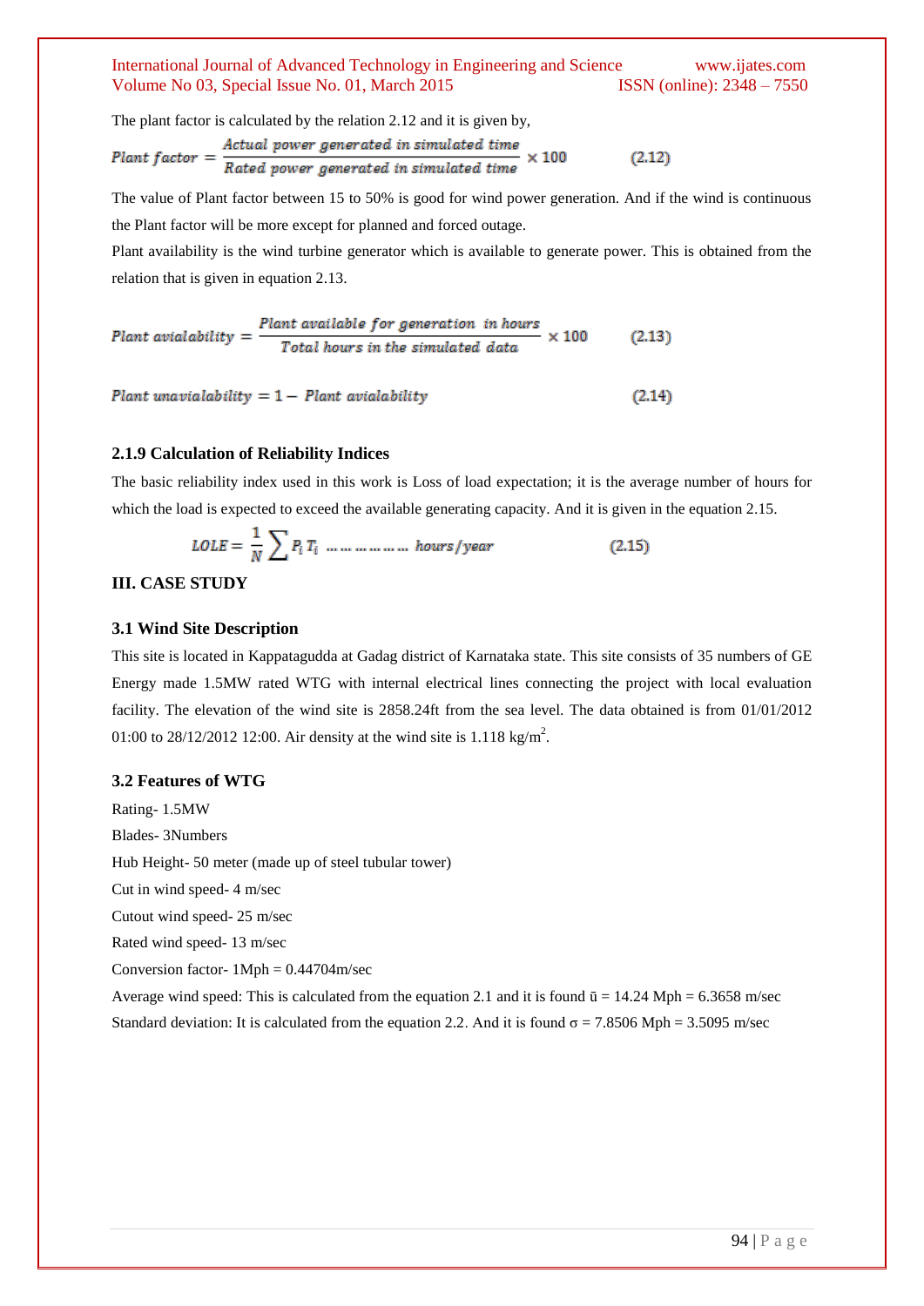The plant factor is calculated by the relation 2.12 and it is given by,

$$Plant\ factor = \frac{Actual\ power\ generated\ in\ simulated\ time}{Rated\ power\ generated\ in\ simulated\ time} \times 100 \qquad (2.12)$$

The value of Plant factor between 15 to 50% is good for wind power generation. And if the wind is continuous the Plant factor will be more except for planned and forced outage.

Plant availability is the wind turbine generator which is available to generate power. This is obtained from the relation that is given in equation 2.13.

$$Plant\ avialability = \frac{Plant\ available\ for\ generation\ \ in\ hours}{Total\ hours\ in\ the\ simulated\ data} \times 100 \qquad (2.13)$$

$$Plant\ unavialability = 1 - \ Plant\ avialability \qquad (2.14)$$

### 2.1.9 Calculation of Reliability Indices

The basic reliability index used in this work is Loss of load expectation; it is the average number of hours for which the load is expected to exceed the available generating capacity. And it is given in the equation 2.15.

$$LOLE = \frac{1}{N} \sum P_i T_i \ \ldots\ldots\ldots\ldots\ldots \ hours/year \qquad (2.15)$$

## III. CASE STUDY

### 3.1 Wind Site Description

This site is located in Kappatagudda at Gadag district of Karnataka state. This site consists of 35 numbers of GE Energy made 1.5MW rated WTG with internal electrical lines connecting the project with local evaluation facility. The elevation of the wind site is 2858.24ft from the sea level. The data obtained is from 01/01/2012 01:00 to 28/12/2012 12:00. Air density at the wind site is 1.118 $kg/m^2$.

### 3.2 Features of WTG

Rating- 1.5MW

Blades- 3Numbers

Hub Height- 50 meter (made up of steel tubular tower)

Cut in wind speed- 4 m/sec

Cutout wind speed- 25 m/sec

Rated wind speed- 13 m/sec

Conversion factor- 1Mph = 0.44704m/sec

Average wind speed: This is calculated from the equation 2.1 and it is found $\bar{u}$ = 14.24 Mph = 6.3658 m/sec

Standard deviation: It is calculated from the equation 2.2. And it is found $\sigma$ = 7.8506 Mph = 3.5095 m/sec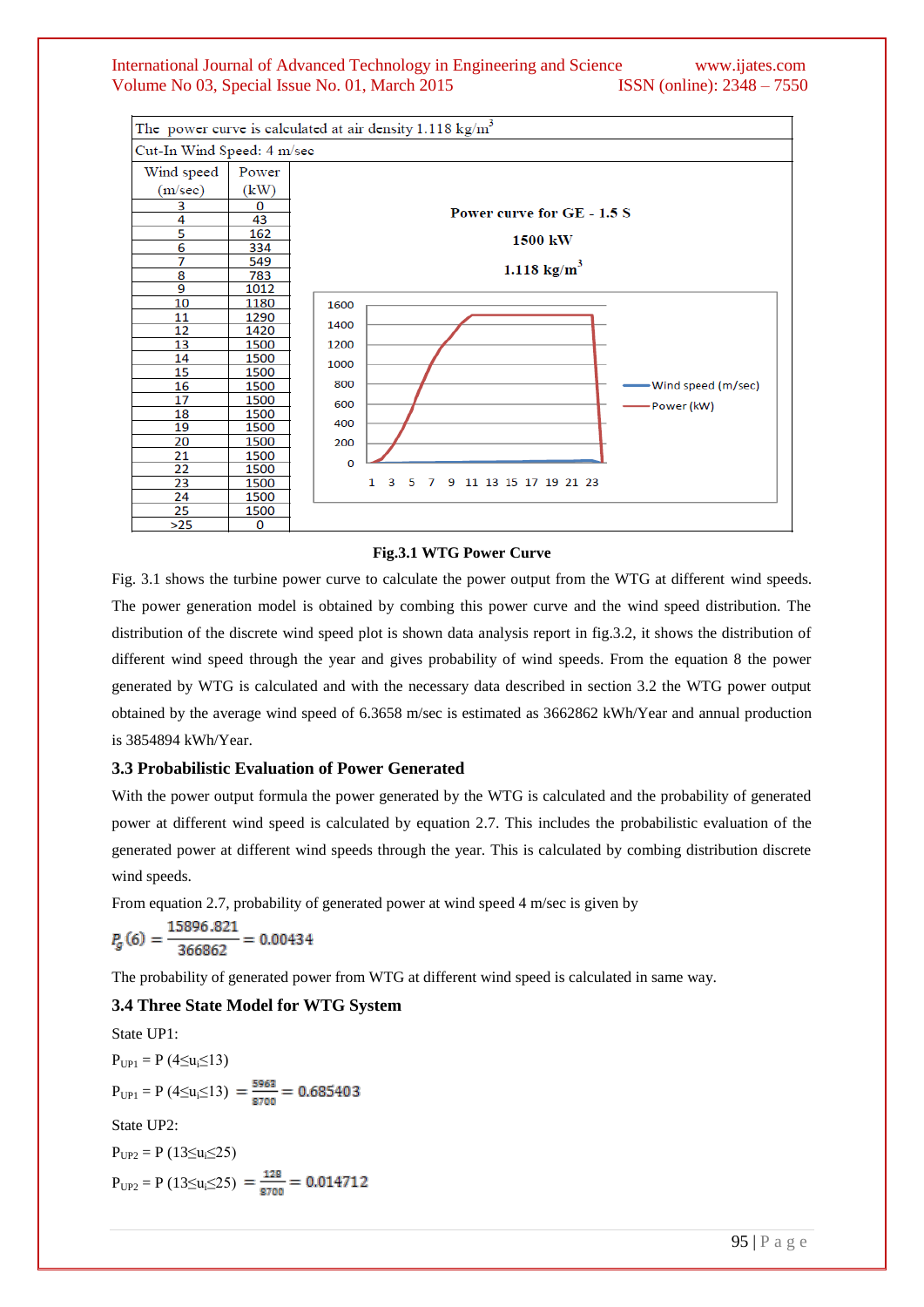| The power curve is calculated at air density 1.118 kg/m$^3$ | |
|---|---|
| Cut-In Wind Speed: 4 m/sec | |
| Wind speed (m/sec) | Power (kW) |
| 3 | 0 |
| 4 | 43 |
| 5 | 162 |
| 6 | 334 |
| 7 | 549 |
| 8 | 783 |
| 9 | 1012 |
| 10 | 1180 |
| 11 | 1290 |
| 12 | 1420 |
| 13 | 1500 |
| 14 | 1500 |
| 15 | 1500 |
| 16 | 1500 |
| 17 | 1500 |
| 18 | 1500 |
| 19 | 1500 |
| 20 | 1500 |
| 21 | 1500 |
| 22 | 1500 |
| 23 | 1500 |
| 24 | 1500 |
| 25 | 1500 |
| >25 | 0 |

**Fig.3.1 WTG Power Curve**

Fig. 3.1 shows the turbine power curve to calculate the power output from the WTG at different wind speeds. The power generation model is obtained by combing this power curve and the wind speed distribution. The distribution of the discrete wind speed plot is shown data analysis report in fig.3.2, it shows the distribution of different wind speed through the year and gives probability of wind speeds. From the equation 8 the power generated by WTG is calculated and with the necessary data described in section 3.2 the WTG power output obtained by the average wind speed of 6.3658 m/sec is estimated as 3662862 kWh/Year and annual production is 3854894 kWh/Year.

### 3.3 Probabilistic Evaluation of Power Generated

With the power output formula the power generated by the WTG is calculated and the probability of generated power at different wind speed is calculated by equation 2.7. This includes the probabilistic evaluation of the generated power at different wind speeds through the year. This is calculated by combing distribution discrete wind speeds.

From equation 2.7, probability of generated power at wind speed 4 m/sec is given by

$$P_g(6) = \frac{15896.821}{366862} = 0.00434$$

The probability of generated power from WTG at different wind speed is calculated in same way.

### 3.4 Three State Model for WTG System

State UP1:

$P_{UP1} = P\,(4 \le u_i \le 13)$

$P_{UP1} = P\,(4 \le u_i \le 13) = \frac{5963}{8700} = 0.685403$

State UP2:

$P_{UP2} = P\,(13 \le u_i \le 25)$

$P_{UP2} = P\,(13 \le u_i \le 25) = \frac{128}{8700} = 0.014712$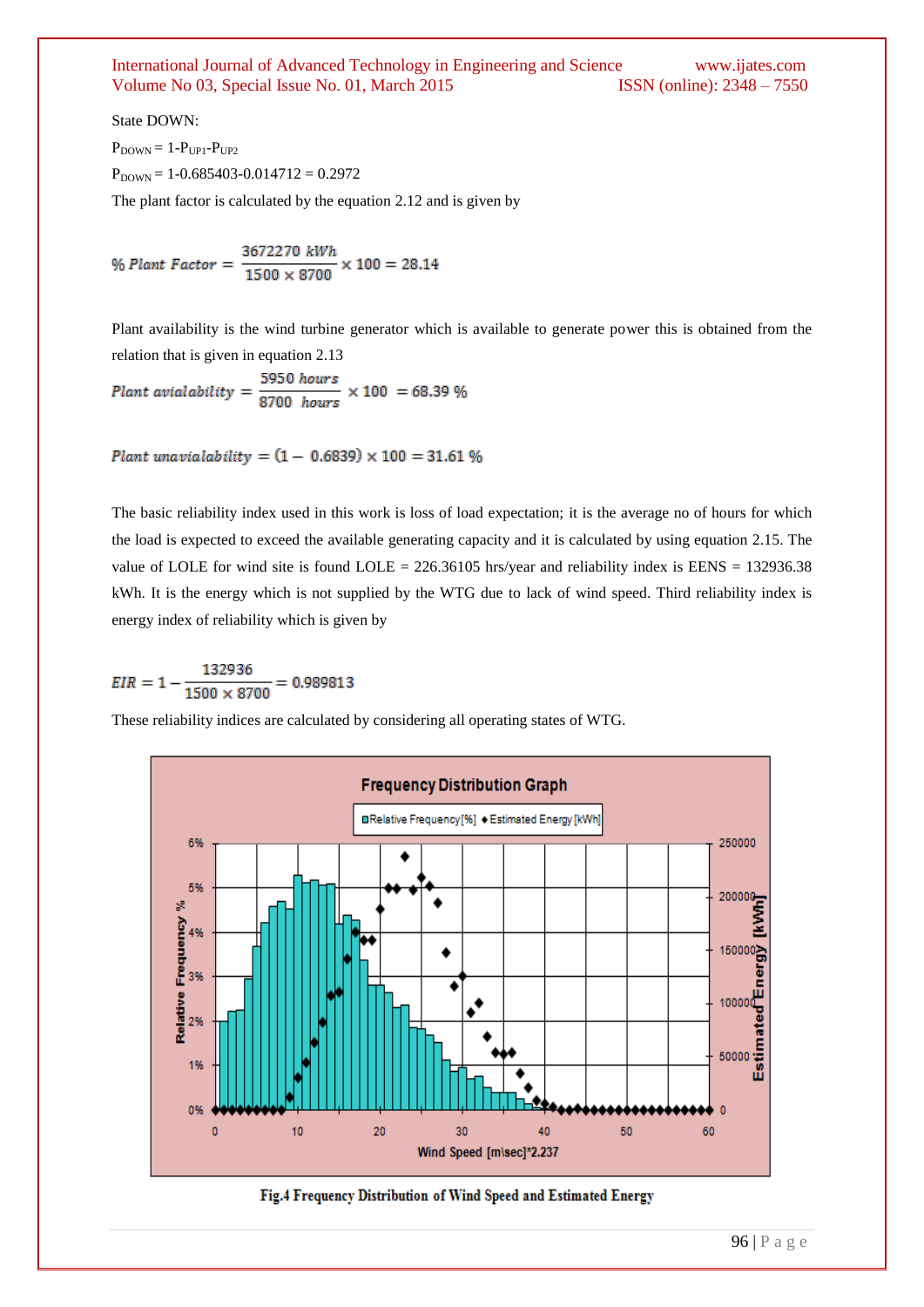State DOWN:

$P_{DOWN} = 1\text{-}P_{UP1}\text{-}P_{UP2}$

$P_{DOWN} = 1\text{-}0.685403\text{-}0.014712 = 0.2972$

The plant factor is calculated by the equation 2.12 and is given by

$$\%\ Plant\ Factor = \frac{3672270\ kWh}{1500 \times 8700} \times 100 = 28.14$$

Plant availability is the wind turbine generator which is available to generate power this is obtained from the relation that is given in equation 2.13

$$Plant\ avialability = \frac{5950\ hours}{8700\ \ hours} \times 100\ = 68.39\ \%$$

$$Plant\ unavialability = (1 - \ 0.6839) \times 100 = 31.61\ \%$$

The basic reliability index used in this work is loss of load expectation; it is the average no of hours for which the load is expected to exceed the available generating capacity and it is calculated by using equation 2.15. The value of LOLE for wind site is found LOLE = 226.36105 hrs/year and reliability index is EENS = 132936.38 kWh. It is the energy which is not supplied by the WTG due to lack of wind speed. Third reliability index is energy index of reliability which is given by

$$EIR = 1 - \frac{132936}{1500 \times 8700} = 0.989813$$

These reliability indices are calculated by considering all operating states of WTG.

Fig.4 Frequency Distribution of Wind Speed and Estimated Energy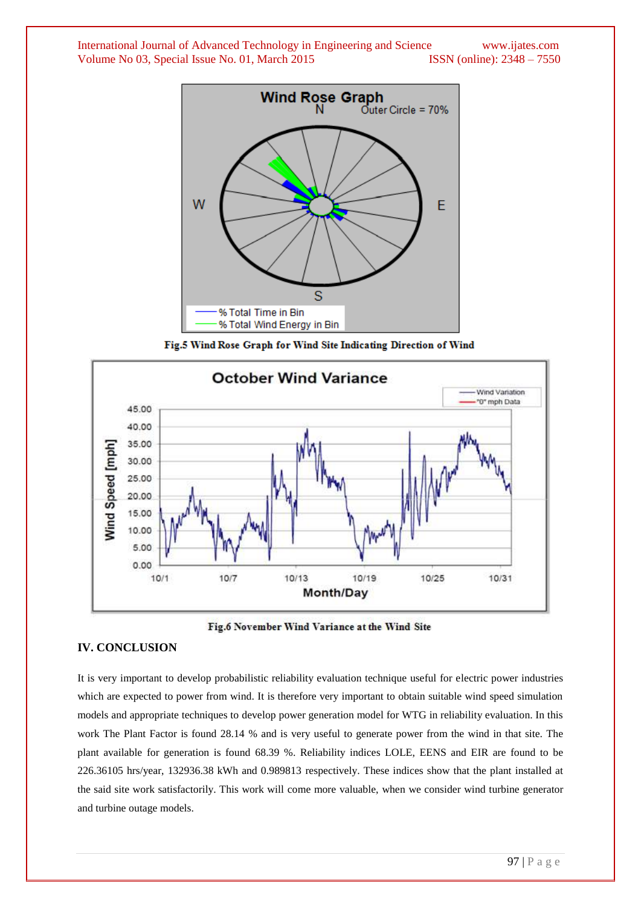Fig.5 Wind Rose Graph for Wind Site Indicating Direction of Wind

Fig.6 November Wind Variance at the Wind Site

## IV. CONCLUSION

It is very important to develop probabilistic reliability evaluation technique useful for electric power industries which are expected to power from wind. It is therefore very important to obtain suitable wind speed simulation models and appropriate techniques to develop power generation model for WTG in reliability evaluation. In this work The Plant Factor is found 28.14 % and is very useful to generate power from the wind in that site. The plant available for generation is found 68.39 %. Reliability indices LOLE, EENS and EIR are found to be 226.36105 hrs/year, 132936.38 kWh and 0.989813 respectively. These indices show that the plant installed at the said site work satisfactorily. This work will come more valuable, when we consider wind turbine generator and turbine outage models.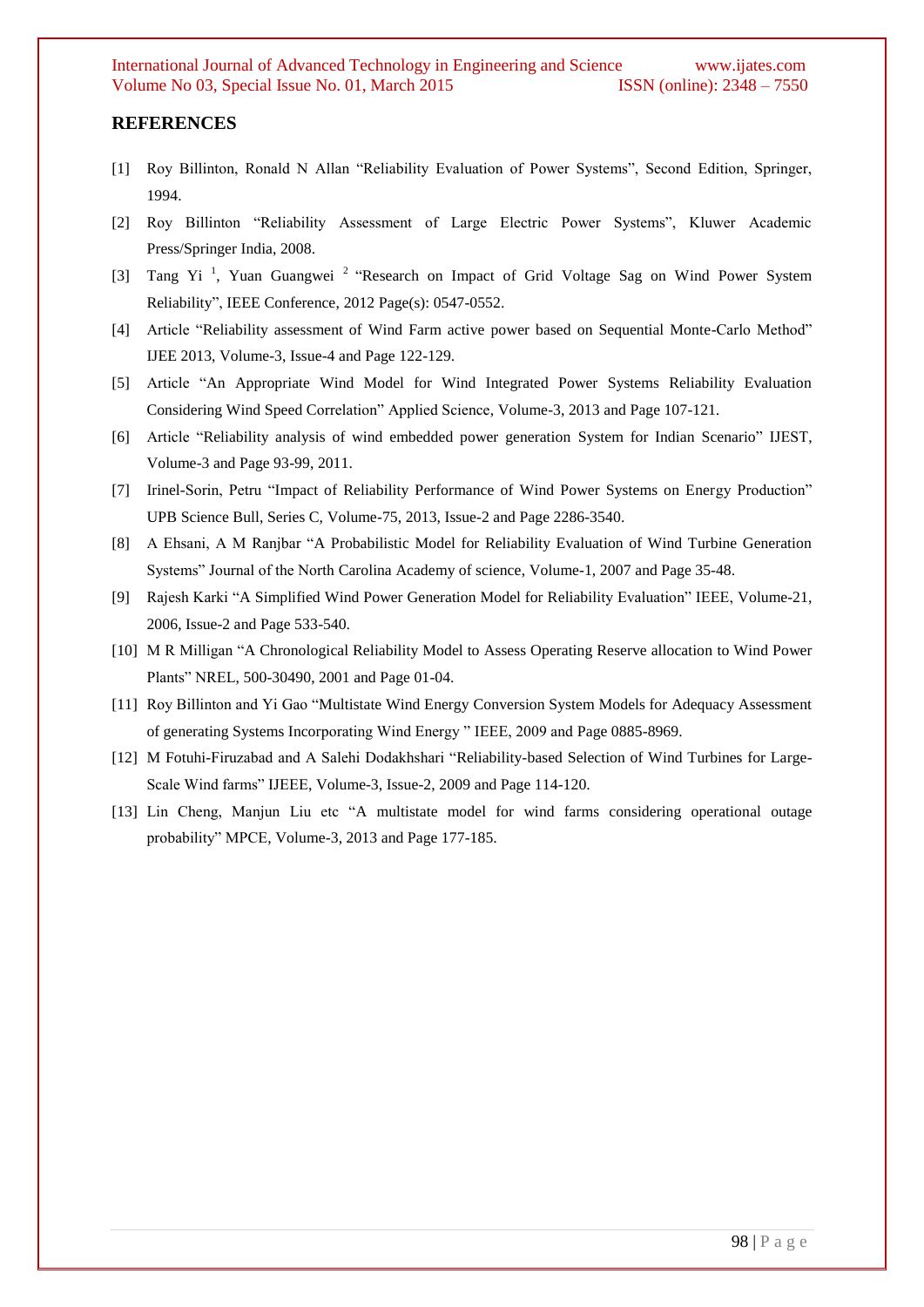## REFERENCES

[1] Roy Billinton, Ronald N Allan "Reliability Evaluation of Power Systems", Second Edition, Springer, 1994.

[2] Roy Billinton "Reliability Assessment of Large Electric Power Systems", Kluwer Academic Press/Springer India, 2008.

[3] Tang Yi [1], Yuan Guangwei [2] "Research on Impact of Grid Voltage Sag on Wind Power System Reliability", IEEE Conference, 2012 Page(s): 0547-0552.

[4] Article "Reliability assessment of Wind Farm active power based on Sequential Monte-Carlo Method" IJEE 2013, Volume-3, Issue-4 and Page 122-129.

[5] Article "An Appropriate Wind Model for Wind Integrated Power Systems Reliability Evaluation Considering Wind Speed Correlation" Applied Science, Volume-3, 2013 and Page 107-121.

[6] Article "Reliability analysis of wind embedded power generation System for Indian Scenario" IJEST, Volume-3 and Page 93-99, 2011.

[7] Irinel-Sorin, Petru "Impact of Reliability Performance of Wind Power Systems on Energy Production" UPB Science Bull, Series C, Volume-75, 2013, Issue-2 and Page 2286-3540.

[8] A Ehsani, A M Ranjbar "A Probabilistic Model for Reliability Evaluation of Wind Turbine Generation Systems" Journal of the North Carolina Academy of science, Volume-1, 2007 and Page 35-48.

[9] Rajesh Karki "A Simplified Wind Power Generation Model for Reliability Evaluation" IEEE, Volume-21, 2006, Issue-2 and Page 533-540.

[10] M R Milligan "A Chronological Reliability Model to Assess Operating Reserve allocation to Wind Power Plants" NREL, 500-30490, 2001 and Page 01-04.

[11] Roy Billinton and Yi Gao "Multistate Wind Energy Conversion System Models for Adequacy Assessment of generating Systems Incorporating Wind Energy " IEEE, 2009 and Page 0885-8969.

[12] M Fotuhi-Firuzabad and A Salehi Dodakhshari "Reliability-based Selection of Wind Turbines for Large-Scale Wind farms" IJEEE, Volume-3, Issue-2, 2009 and Page 114-120.

[13] Lin Cheng, Manjun Liu etc "A multistate model for wind farms considering operational outage probability" MPCE, Volume-3, 2013 and Page 177-185.